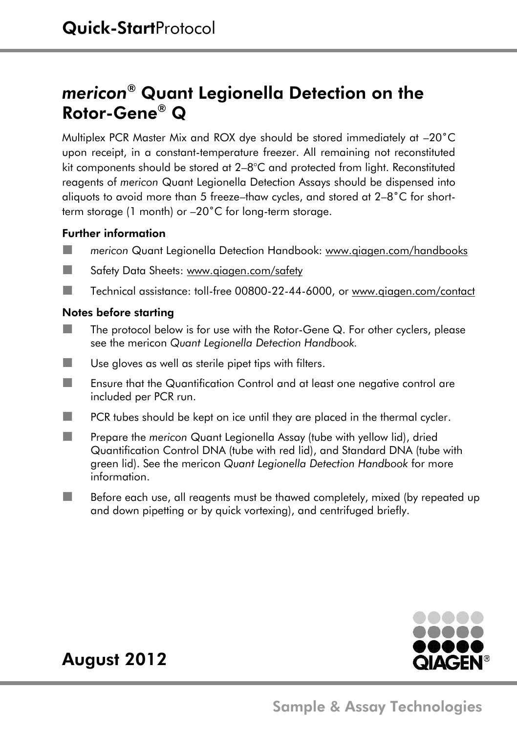# **Quick-Start**Protocol

## *mericon*® Quant Legionella Detection on the Rotor-Gene® Q

Multiplex PCR Master Mix and ROX dye should be stored immediately at –20°C upon receipt, in a constant-temperature freezer. All remaining not reconstituted kit components should be stored at 2–8°C and protected from light. Reconstituted reagents of *mericon* Quant Legionella Detection Assays should be dispensed into aliquots to avoid more than 5 freeze–thaw cycles, and stored at 2–8°C for short-term storage (1 month) or –20°C for long-term storage.

### Further information

- *mericon* Quant Legionella Detection Handbook: www.qiagen.com/handbooks
- Safety Data Sheets: www.qiagen.com/safety
- Technical assistance: toll-free 00800-22-44-6000, or www.qiagen.com/contact

### Notes before starting

- The protocol below is for use with the Rotor-Gene Q. For other cyclers, please see the mericon *Quant Legionella Detection Handbook.*
- Use gloves as well as sterile pipet tips with filters.
- Ensure that the Quantification Control and at least one negative control are included per PCR run.
- PCR tubes should be kept on ice until they are placed in the thermal cycler.
- Prepare the *mericon* Quant Legionella Assay (tube with yellow lid), dried Quantification Control DNA (tube with red lid), and Standard DNA (tube with green lid). See the mericon *Quant Legionella Detection Handbook* for more information.
- Before each use, all reagents must be thawed completely, mixed (by repeated up and down pipetting or by quick vortexing), and centrifuged briefly.

**August 2012**

Sample & Assay Technologies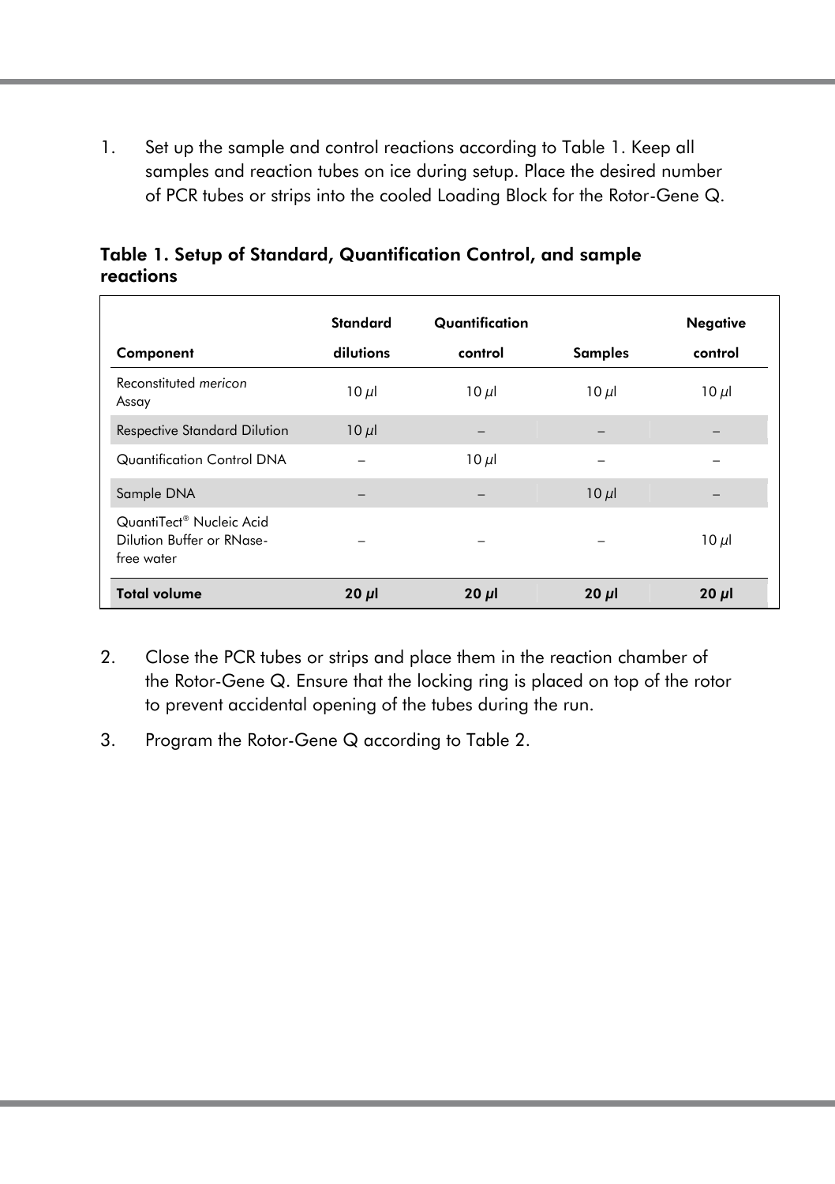1. Set up the sample and control reactions according to Table 1. Keep all samples and reaction tubes on ice during setup. Place the desired number of PCR tubes or strips into the cooled Loading Block for the Rotor-Gene Q.

**Table 1. Setup of Standard, Quantification Control, and sample reactions**

| Component | Standard dilutions | Quantification control | Samples | Negative control |
|---|---|---|---|---|
| Reconstituted *mericon* Assay | 10 µl | 10 µl | 10 µl | 10 µl |
| Respective Standard Dilution | 10 µl | – | – | – |
| Quantification Control DNA | – | 10 µl | – | – |
| Sample DNA | – | – | 10 µl | – |
| QuantiTect® Nucleic Acid Dilution Buffer or RNase-free water | – | – | – | 10 µl |
| **Total volume** | **20 µl** | **20 µl** | **20 µl** | **20 µl** |

2. Close the PCR tubes or strips and place them in the reaction chamber of the Rotor-Gene Q. Ensure that the locking ring is placed on top of the rotor to prevent accidental opening of the tubes during the run.
3. Program the Rotor-Gene Q according to Table 2.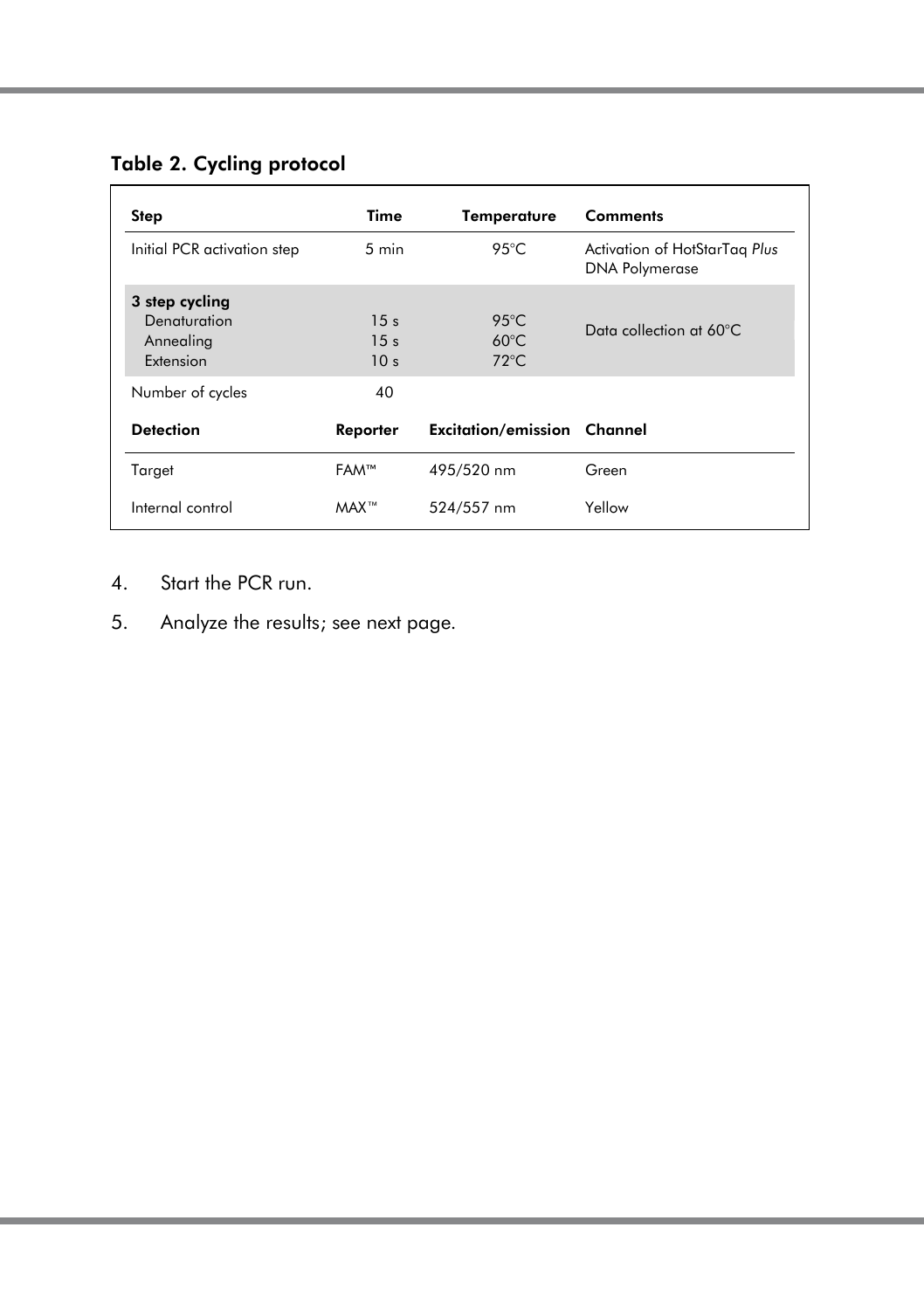**Table 2. Cycling protocol**

| Step | Time | Temperature | Comments |
|---|---|---|---|
| Initial PCR activation step | 5 min | 95°C | Activation of HotStarTaq *Plus* DNA Polymerase |
| **3 step cycling** | | | |
| Denaturation | 15 s | 95°C | Data collection at 60°C |
| Annealing | 15 s | 60°C | |
| Extension | 10 s | 72°C | |
| Number of cycles | 40 | | |
| **Detection** | **Reporter** | **Excitation/emission** | **Channel** |
| Target | FAM™ | 495/520 nm | Green |
| Internal control | MAX™ | 524/557 nm | Yellow |

4. Start the PCR run.
5. Analyze the results; see next page.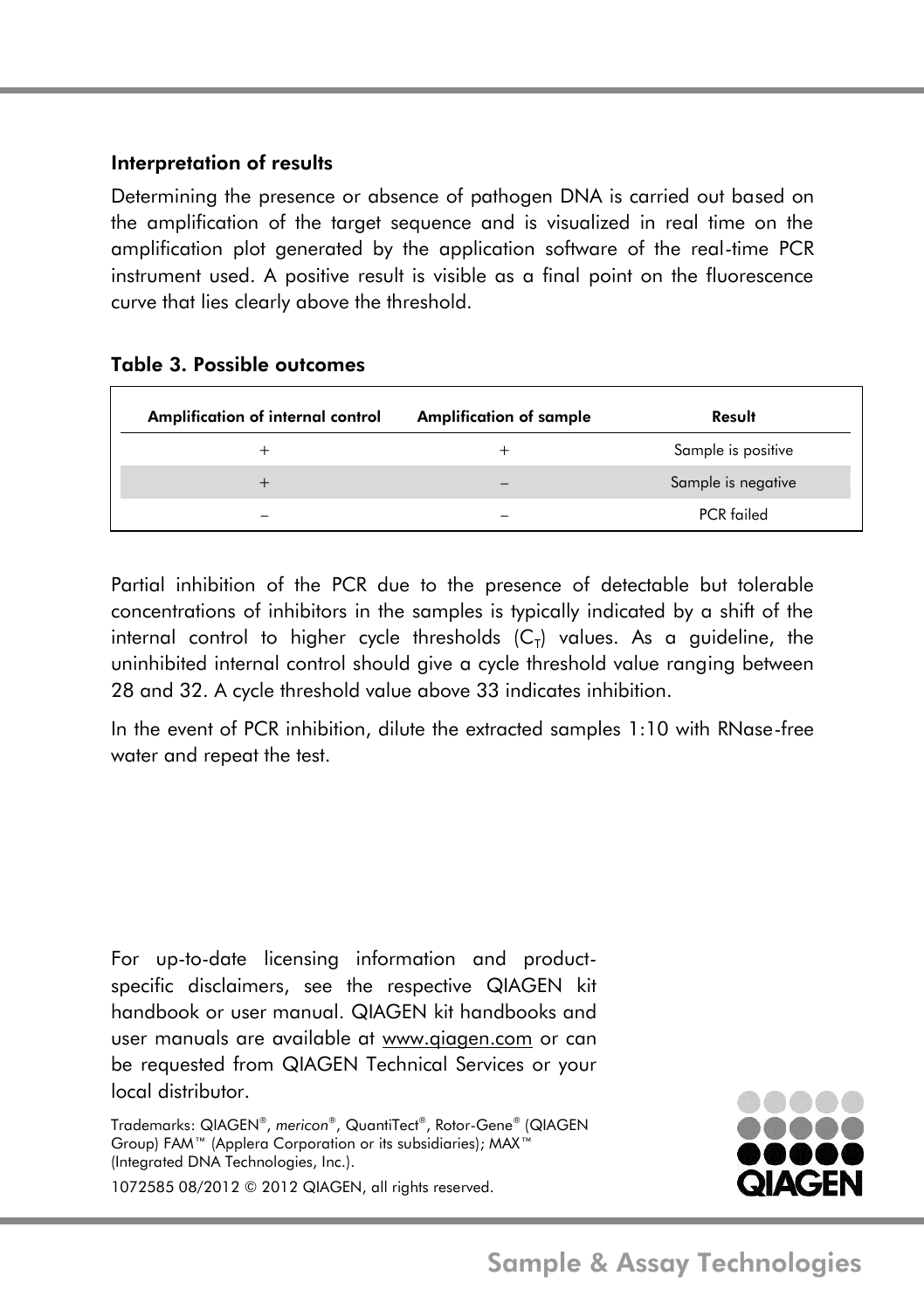### Interpretation of results

Determining the presence or absence of pathogen DNA is carried out based on the amplification of the target sequence and is visualized in real time on the amplification plot generated by the application software of the real-time PCR instrument used. A positive result is visible as a final point on the fluorescence curve that lies clearly above the threshold.

**Table 3. Possible outcomes**

| Amplification of internal control | Amplification of sample | Result |
|---|---|---|
| + | + | Sample is positive |
| + | – | Sample is negative |
| – | – | PCR failed |

Partial inhibition of the PCR due to the presence of detectable but tolerable concentrations of inhibitors in the samples is typically indicated by a shift of the internal control to higher cycle thresholds ($C_T$) values. As a guideline, the uninhibited internal control should give a cycle threshold value ranging between 28 and 32. A cycle threshold value above 33 indicates inhibition.

In the event of PCR inhibition, dilute the extracted samples 1:10 with RNase-free water and repeat the test.

For up-to-date licensing information and product-specific disclaimers, see the respective QIAGEN kit handbook or user manual. QIAGEN kit handbooks and user manuals are available at www.qiagen.com or can be requested from QIAGEN Technical Services or your local distributor.

Trademarks: QIAGEN®, *mericon*®, QuantiTect®, Rotor-Gene® (QIAGEN Group) FAM™ (Applera Corporation or its subsidiaries); MAX™ (Integrated DNA Technologies, Inc.).

1072585 08/2012 © 2012 QIAGEN, all rights reserved.

QIAGEN

Sample & Assay Technologies